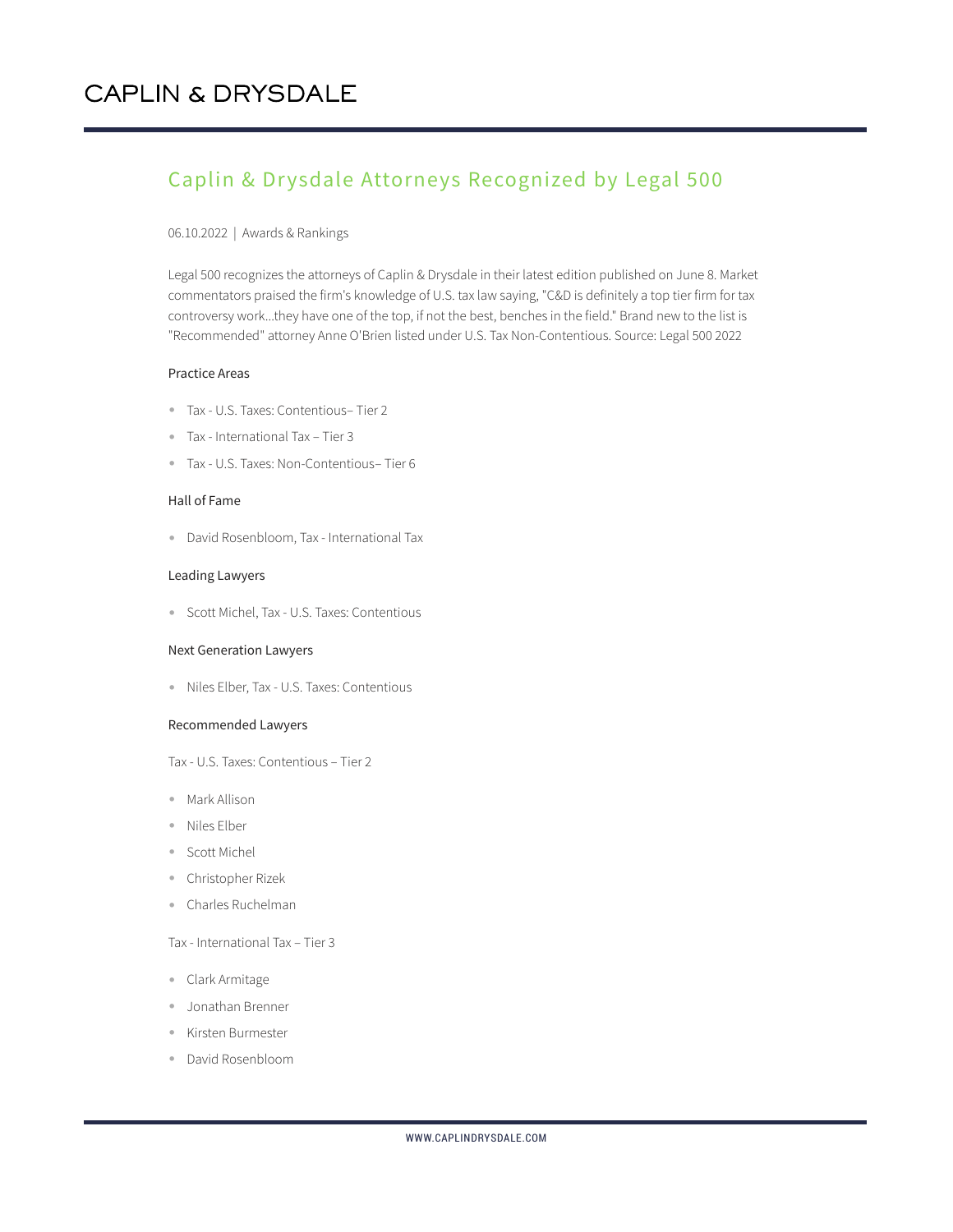# CAPLIN & DRYSDALE

## Caplin & Drysdale Attorneys Recognized by Legal 500

06.10.2022 | Awards & Rankings

Legal 500 recognizes the attorneys of Caplin & Drysdale in their latest edition published on June 8. Market commentators praised the firm's knowledge of U.S. tax law saying, "C&D is definitely a top tier firm for tax controversy work...they have one of the top, if not the best, benches in the field." Brand new to the list is "Recommended" attorney Anne O'Brien listed under U.S. Tax Non-Contentious. Source: Legal 500 2022

### Practice Areas

- Tax - U.S. Taxes: Contentious– Tier 2
- Tax - International Tax – Tier 3
- Tax - U.S. Taxes: Non-Contentious– Tier 6

### Hall of Fame

- David Rosenbloom, Tax - International Tax

### Leading Lawyers

- Scott Michel, Tax - U.S. Taxes: Contentious

### Next Generation Lawyers

- Niles Elber, Tax - U.S. Taxes: Contentious

### Recommended Lawyers

Tax - U.S. Taxes: Contentious – Tier 2

- Mark Allison
- Niles Elber
- Scott Michel
- Christopher Rizek
- Charles Ruchelman

Tax - International Tax – Tier 3

- Clark Armitage
- Jonathan Brenner
- Kirsten Burmester
- David Rosenbloom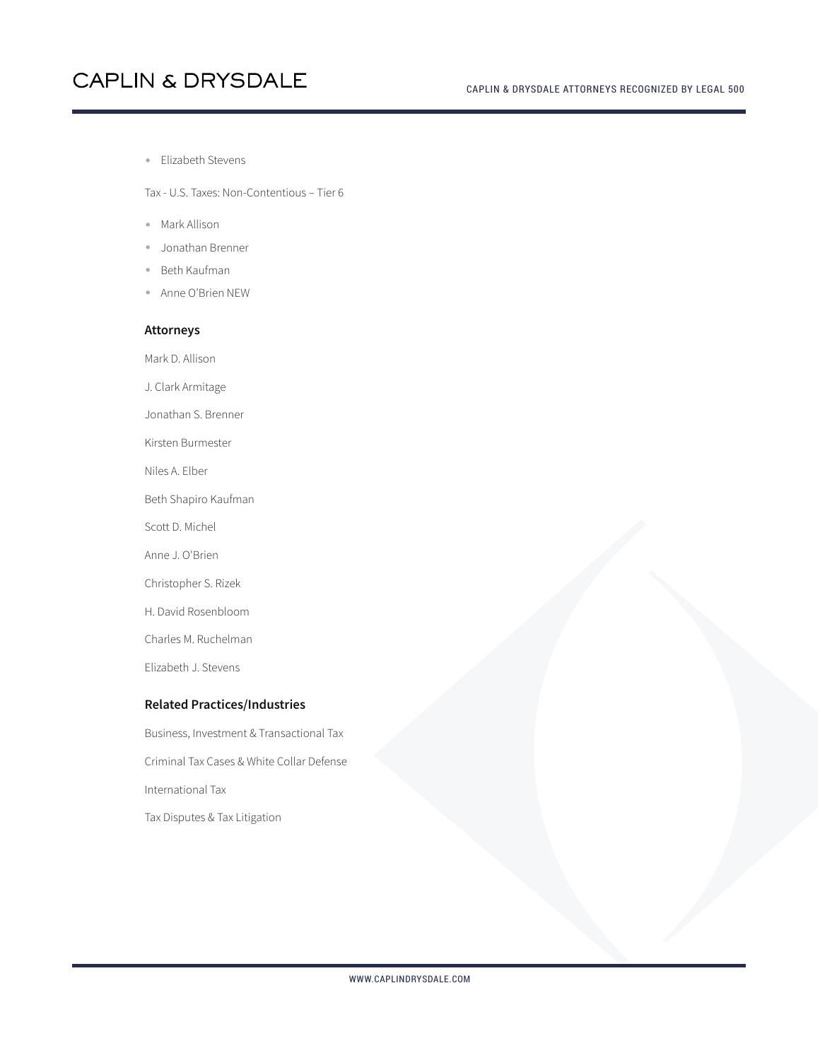- Elizabeth Stevens

Tax - U.S. Taxes: Non-Contentious – Tier 6

- Mark Allison
- Jonathan Brenner
- Beth Kaufman
- Anne O'Brien NEW

**Attorneys**

Mark D. Allison

J. Clark Armitage

Jonathan S. Brenner

Kirsten Burmester

Niles A. Elber

Beth Shapiro Kaufman

Scott D. Michel

Anne J. O'Brien

Christopher S. Rizek

H. David Rosenbloom

Charles M. Ruchelman

Elizabeth J. Stevens

**Related Practices/Industries**

Business, Investment & Transactional Tax

Criminal Tax Cases & White Collar Defense

International Tax

Tax Disputes & Tax Litigation